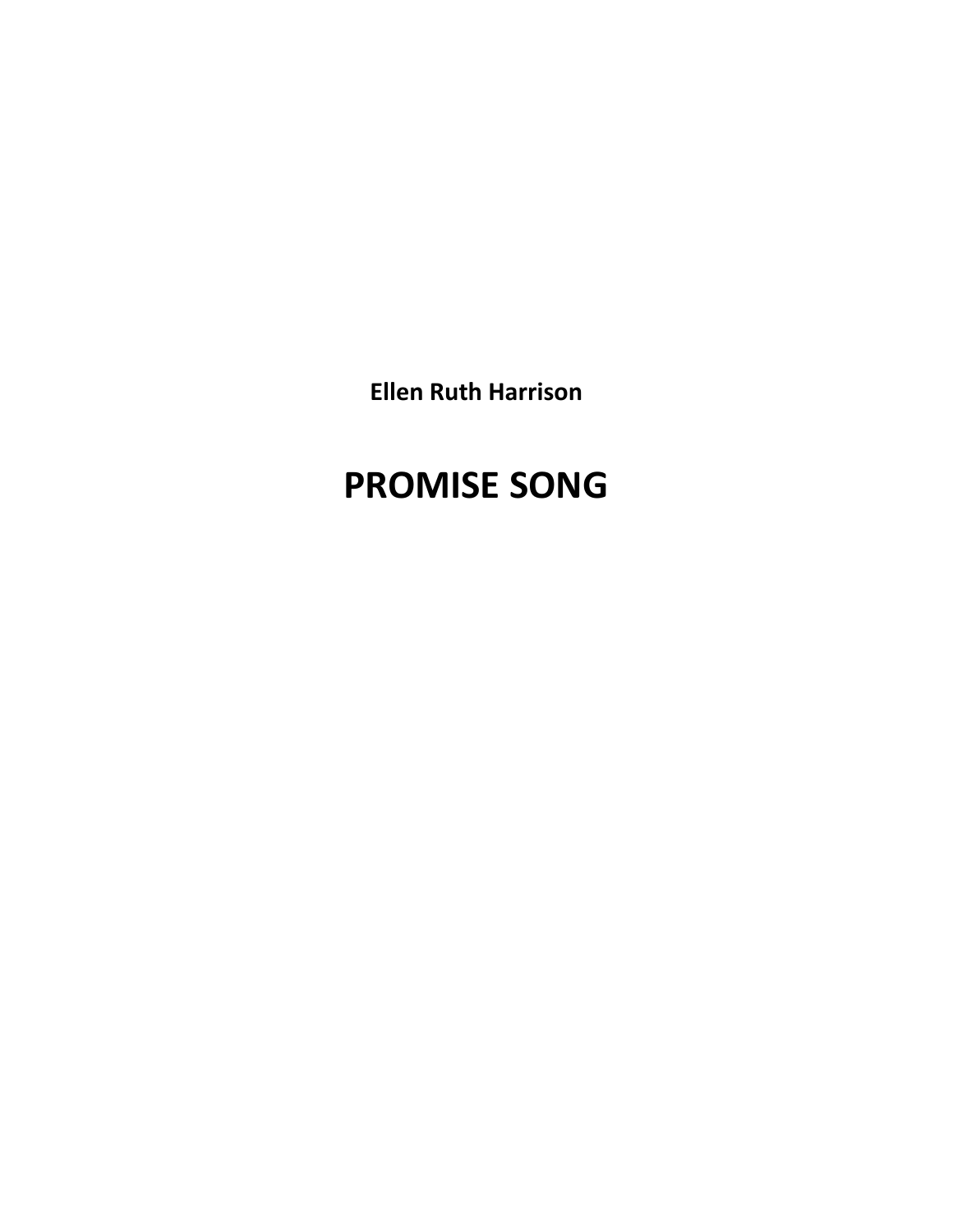**Ellen Ruth Harrison**

# PROMISE SONG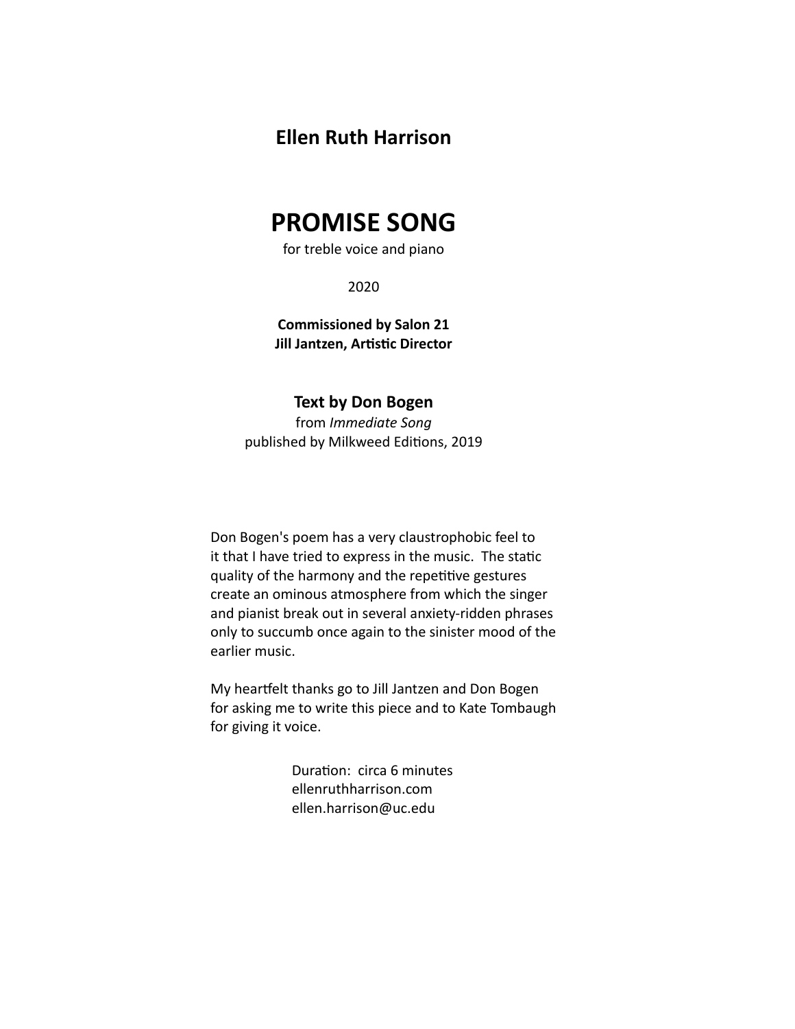**Ellen Ruth Harrison**

# PROMISE SONG

for treble voice and piano

2020

**Commissioned by Salon 21**
**Jill Jantzen, Artistic Director**

**Text by Don Bogen**
from *Immediate Song*
published by Milkweed Editions, 2019

Don Bogen's poem has a very claustrophobic feel to it that I have tried to express in the music. The static quality of the harmony and the repetitive gestures create an ominous atmosphere from which the singer and pianist break out in several anxiety-ridden phrases only to succumb once again to the sinister mood of the earlier music.

My heartfelt thanks go to Jill Jantzen and Don Bogen for asking me to write this piece and to Kate Tombaugh for giving it voice.

Duration: circa 6 minutes
ellenruthharrison.com
ellen.harrison@uc.edu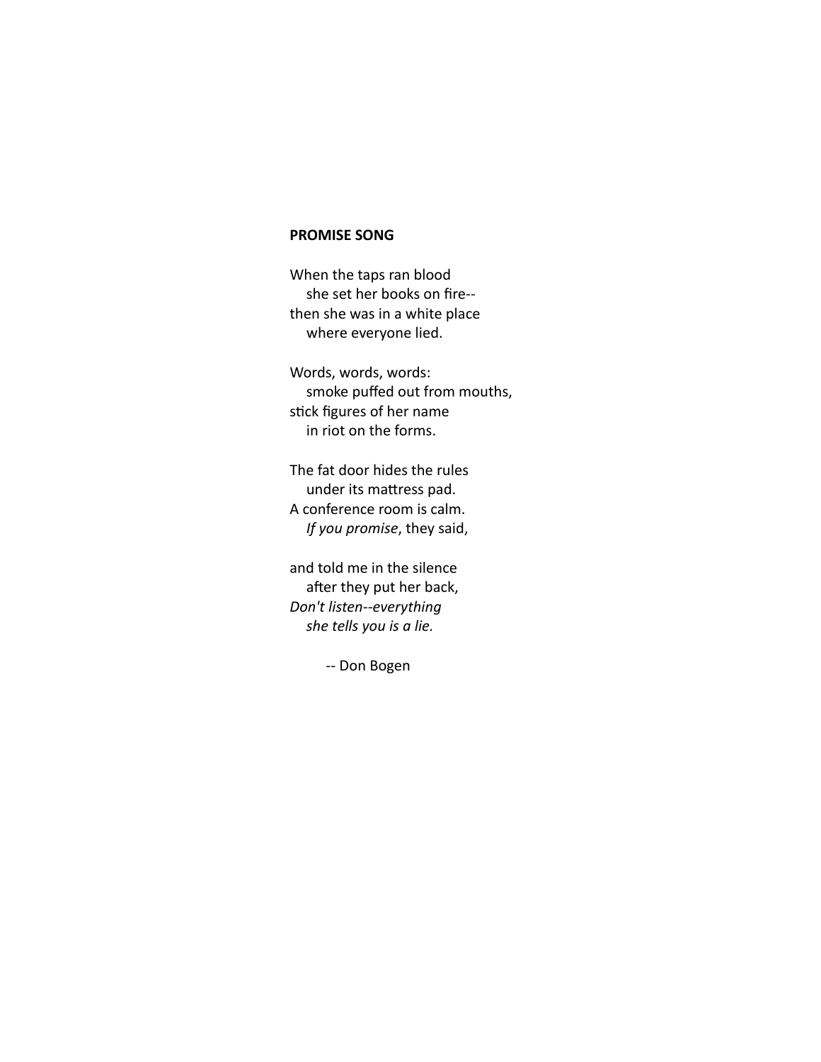**PROMISE SONG**

When the taps ran blood  
    she set her books on fire--  
then she was in a white place  
    where everyone lied.

Words, words, words:  
    smoke puffed out from mouths,  
stick figures of her name  
    in riot on the forms.

The fat door hides the rules  
    under its mattress pad.  
A conference room is calm.  
    *If you promise*, they said,

and told me in the silence  
    after they put her back,  
*Don't listen--everything*  
    *she tells you is a lie.*

        -- Don Bogen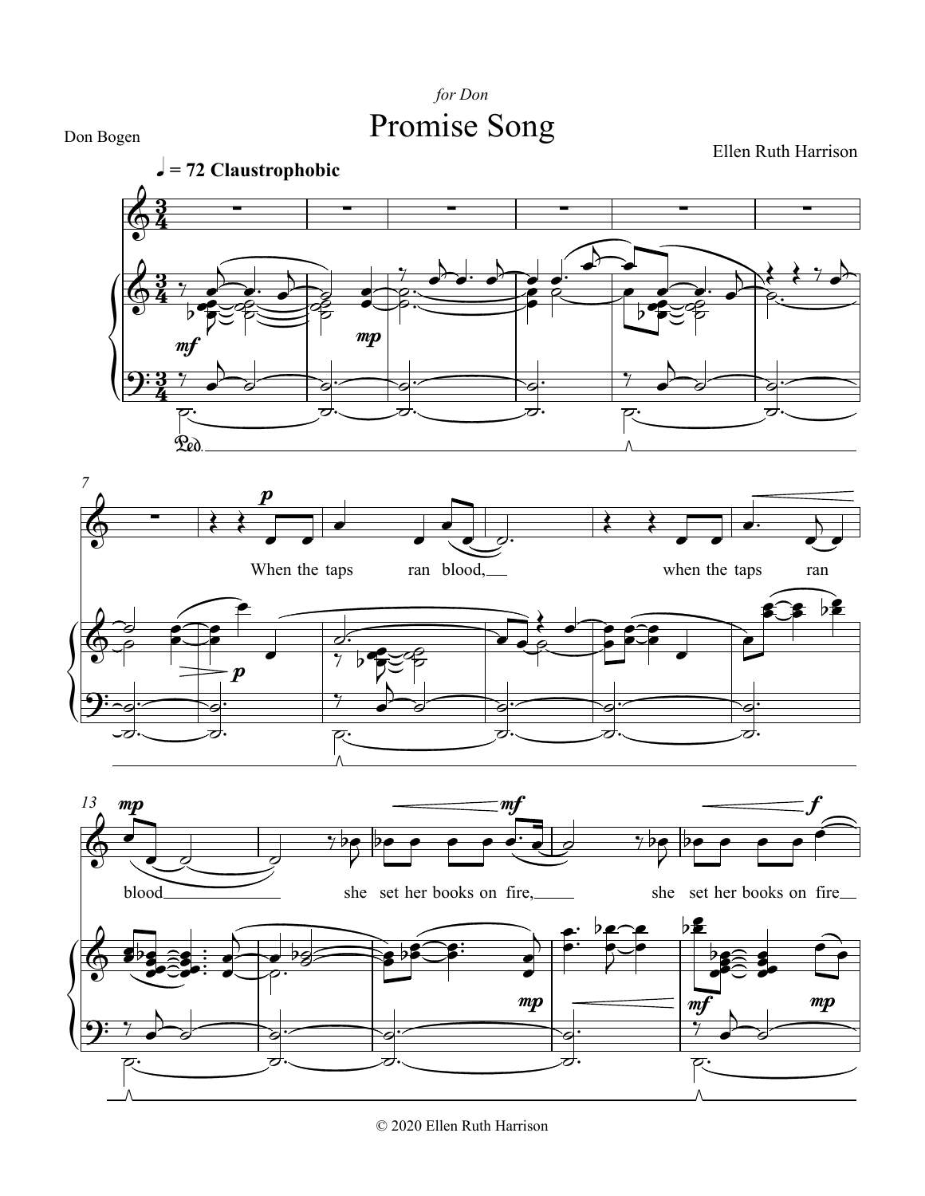*for Don*

# Promise Song

Don Bogen

Ellen Ruth Harrison

♩ = 72 **Claustrophobic**

© 2020 Ellen Ruth Harrison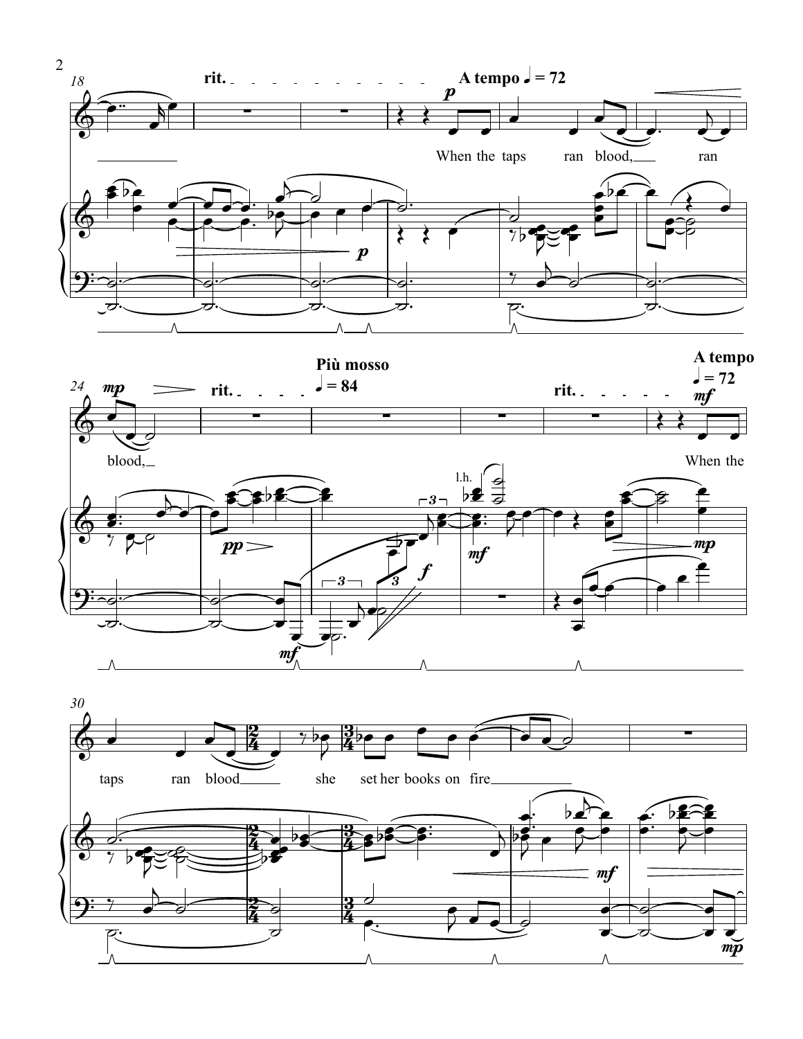rit. A tempo ♩ = 72

When the taps ran blood, ran blood,

rit. Più mosso ♩ = 84 rit. A tempo ♩ = 72

When the taps ran blood she set her books on fire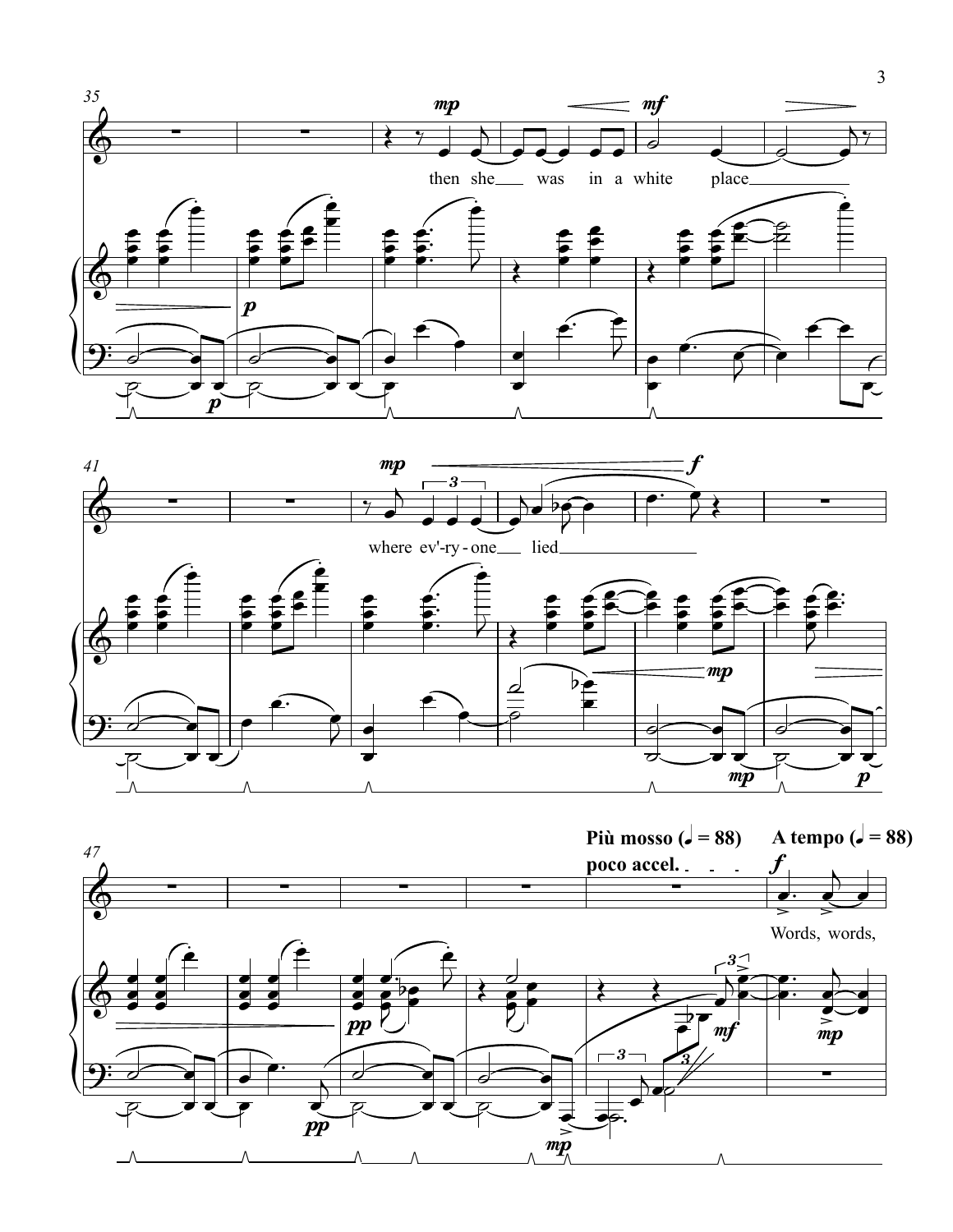then she was in a white place

where ev'-ry-one lied

Più mosso (𝅗𝅥 = 88)
poco accel.

A tempo (𝅗𝅥 = 88)

Words, words,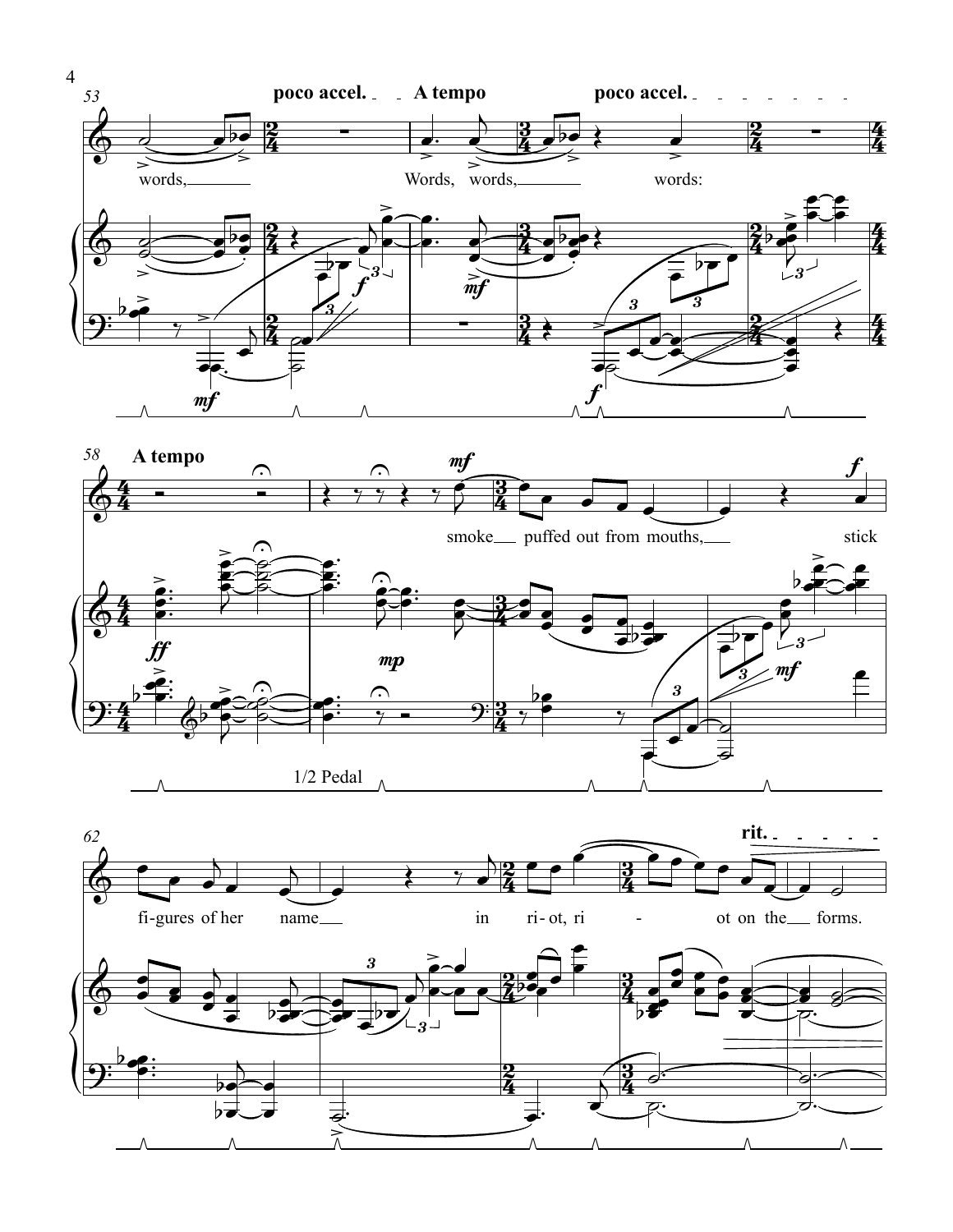53 poco accel. A tempo poco accel.

words, Words, words, words:

*mf* *f* *mf* *f*

58 A tempo

smoke puffed out from mouths, stick

*ff* *mp* *mf* *mf* *f*

1/2 Pedal

62 rit.

figures of her name in riot, ri - ot on the forms.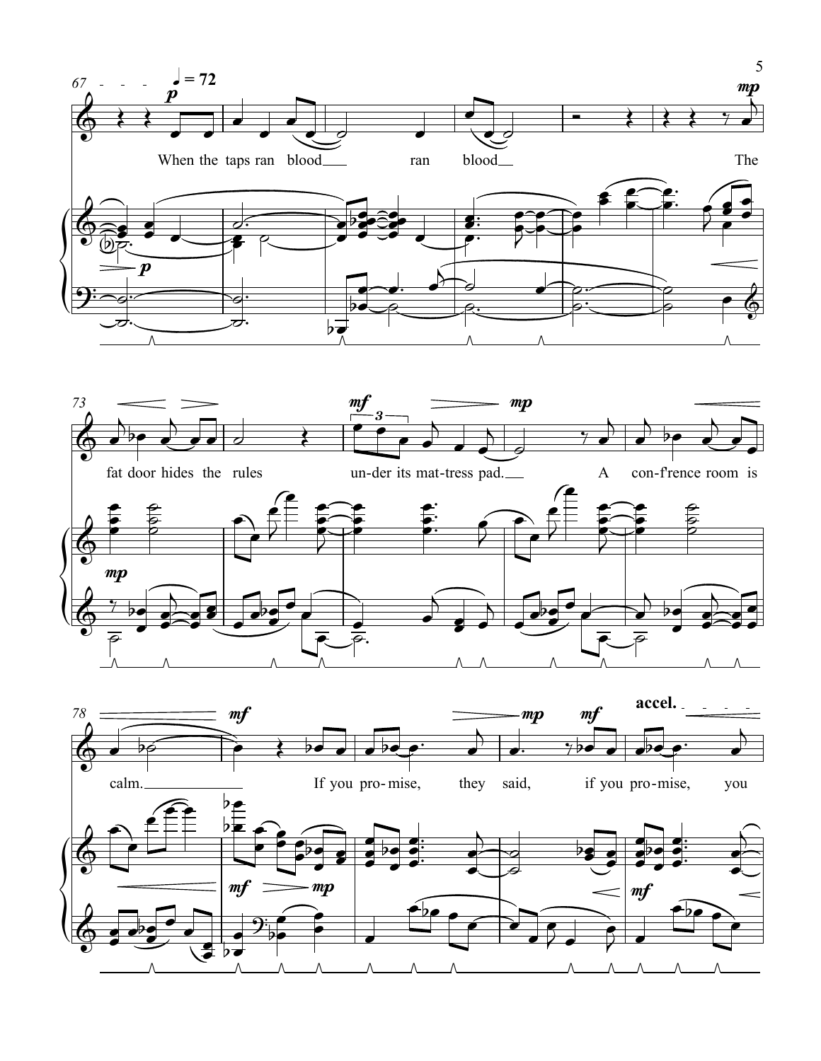♩ = 72

When the taps ran blood ran blood The

fat door hides the rules un-der its mat-tress pad. A con-f'rence room is

calm. If you pro-mise, they said, if you pro-mise, you

accel.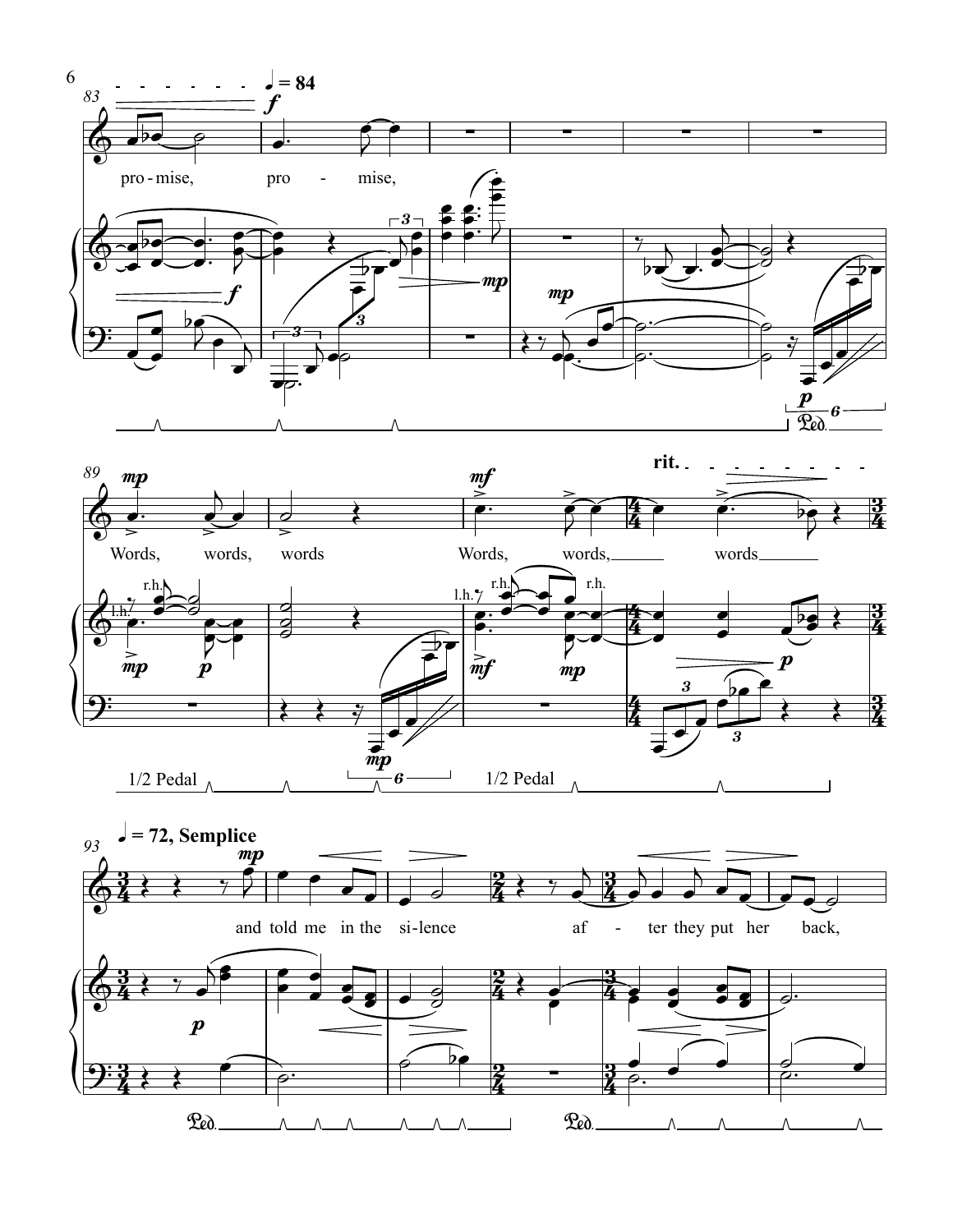♩ = 84

pro - mise, pro - mise,

Words, words, words Words, words, words

rit.

♩ = 72, Semplice

and told me in the si - lence af - ter they put her back,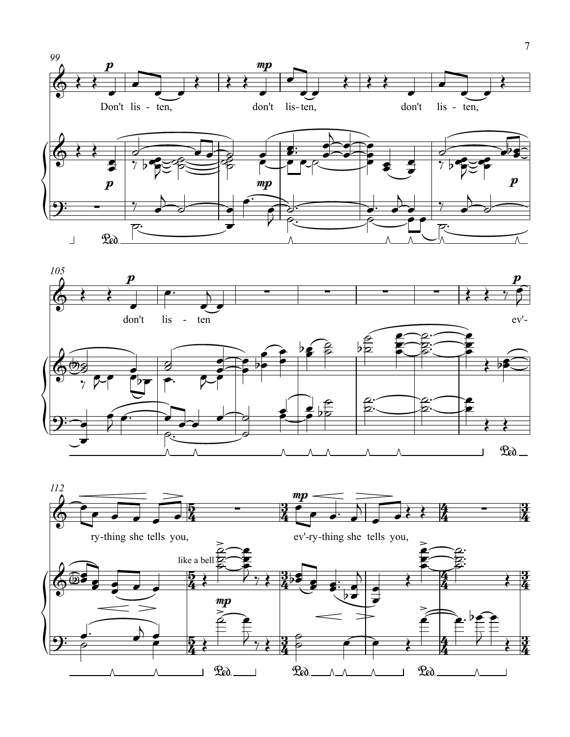Don't lis - ten, don't lis - ten, don't lis - ten,

don't lis - ten ev'-

ry-thing she tells you, ev'-ry-thing she tells you,

like a bell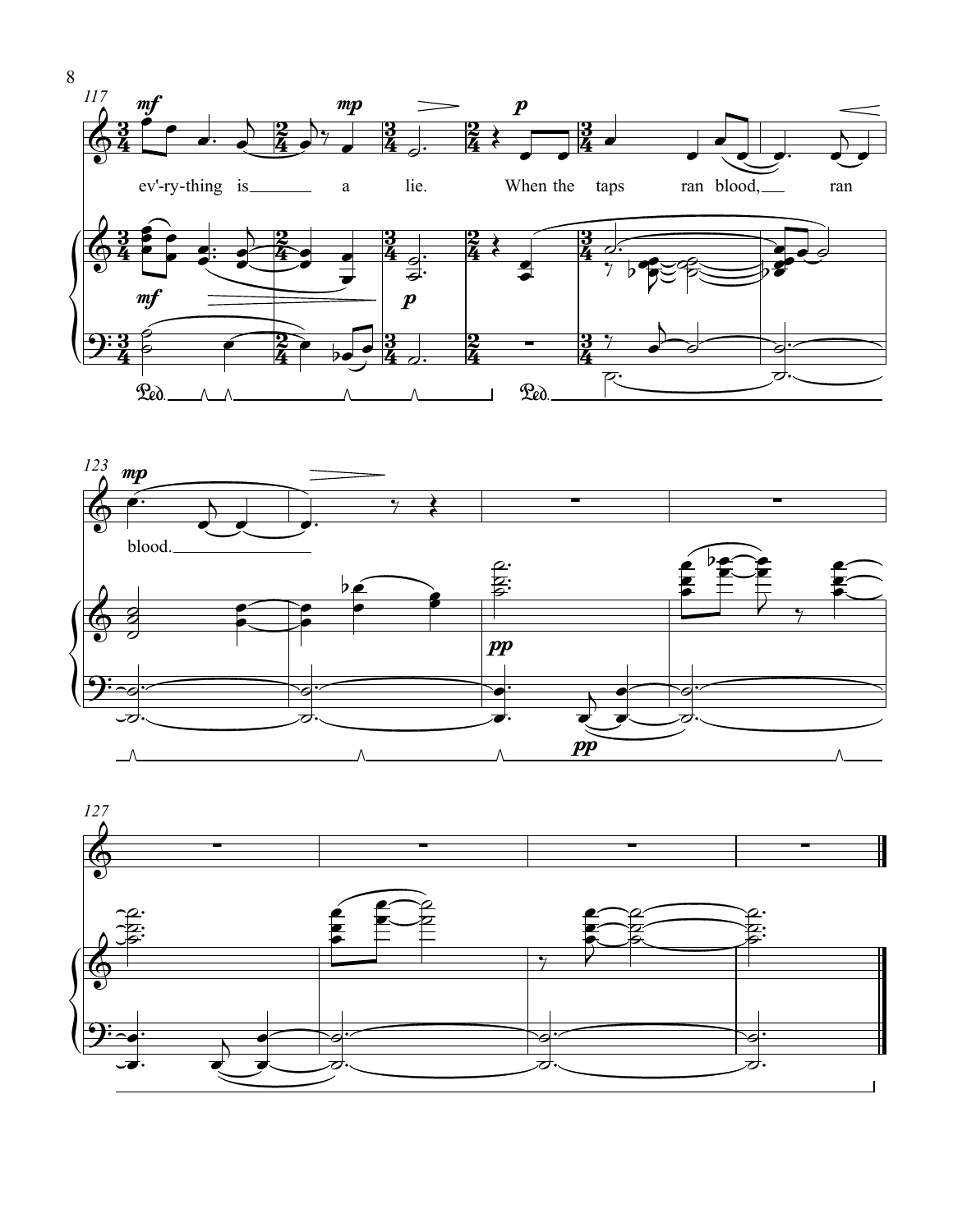ev'-ry-thing is a lie. When the taps ran blood, ran blood.